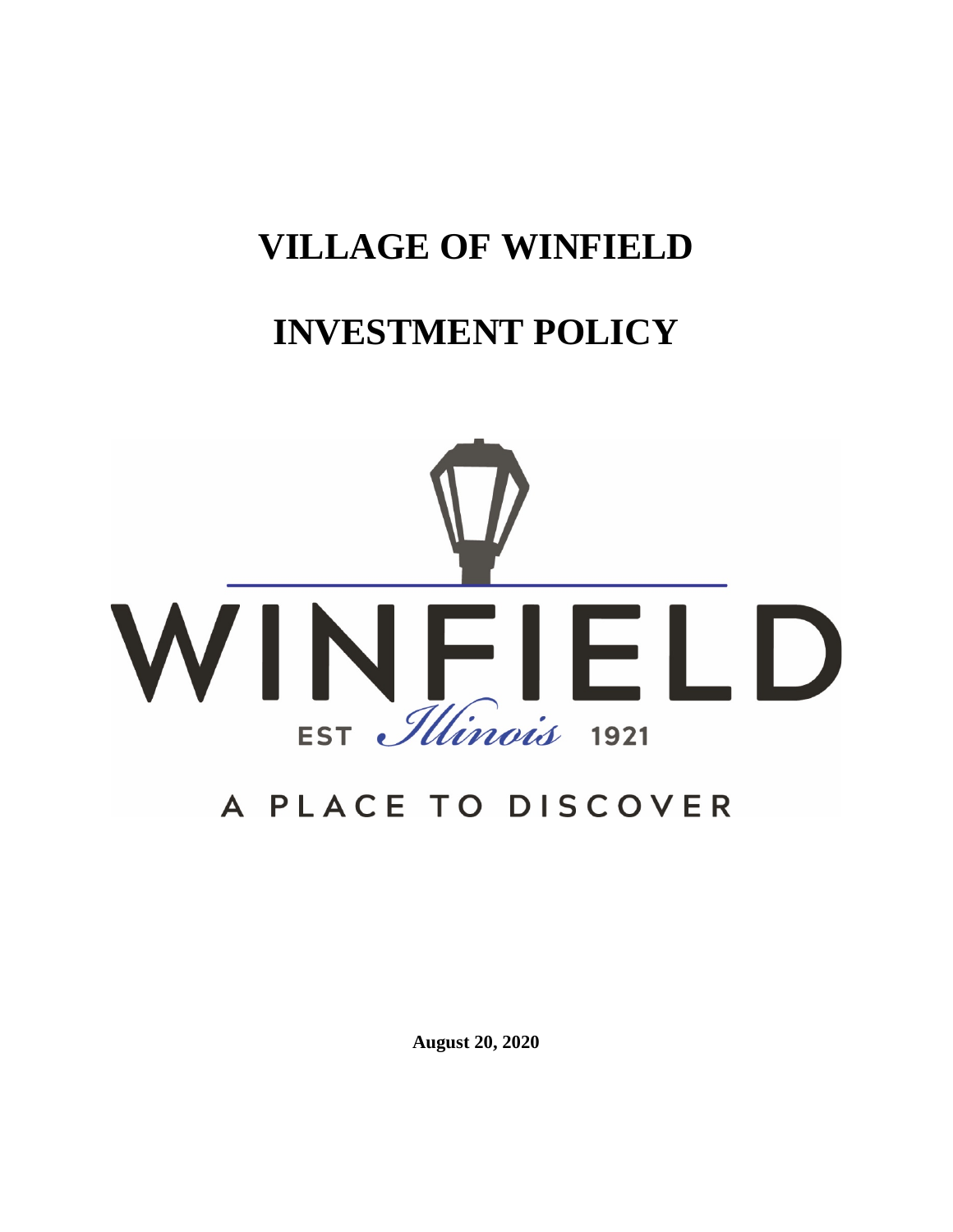# VILLAGE OF WINFIELD

# INVESTMENT POLICY

WINFIELD

EST Illinois 1921

A PLACE TO DISCOVER

**August 20, 2020**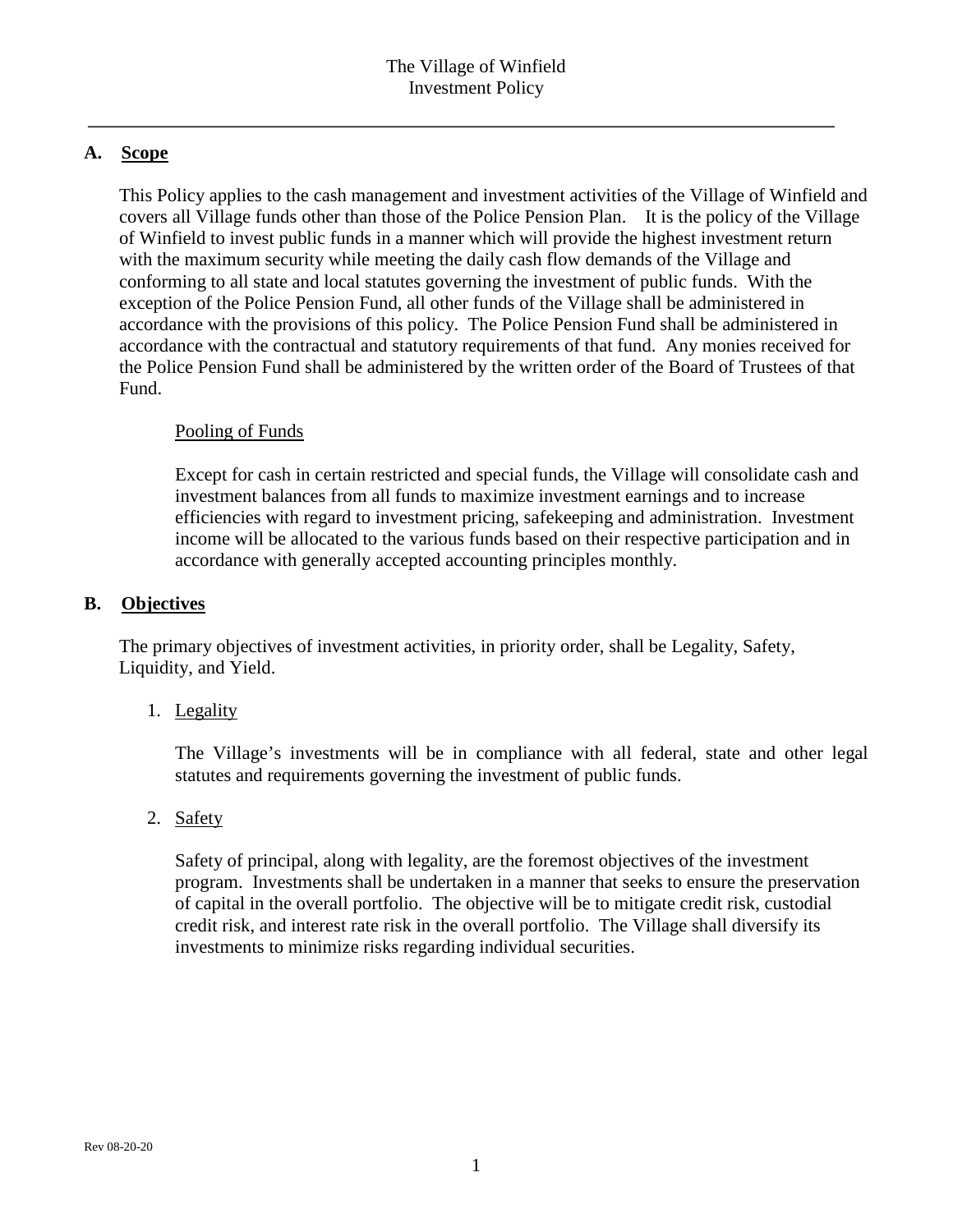The Village of Winfield
Investment Policy

## A. Scope

This Policy applies to the cash management and investment activities of the Village of Winfield and covers all Village funds other than those of the Police Pension Plan. It is the policy of the Village of Winfield to invest public funds in a manner which will provide the highest investment return with the maximum security while meeting the daily cash flow demands of the Village and conforming to all state and local statutes governing the investment of public funds. With the exception of the Police Pension Fund, all other funds of the Village shall be administered in accordance with the provisions of this policy. The Police Pension Fund shall be administered in accordance with the contractual and statutory requirements of that fund. Any monies received for the Police Pension Fund shall be administered by the written order of the Board of Trustees of that Fund.

### Pooling of Funds

Except for cash in certain restricted and special funds, the Village will consolidate cash and investment balances from all funds to maximize investment earnings and to increase efficiencies with regard to investment pricing, safekeeping and administration. Investment income will be allocated to the various funds based on their respective participation and in accordance with generally accepted accounting principles monthly.

## B. Objectives

The primary objectives of investment activities, in priority order, shall be Legality, Safety, Liquidity, and Yield.

1. Legality

   The Village's investments will be in compliance with all federal, state and other legal statutes and requirements governing the investment of public funds.

2. Safety

   Safety of principal, along with legality, are the foremost objectives of the investment program. Investments shall be undertaken in a manner that seeks to ensure the preservation of capital in the overall portfolio. The objective will be to mitigate credit risk, custodial credit risk, and interest rate risk in the overall portfolio. The Village shall diversify its investments to minimize risks regarding individual securities.

Rev 08-20-20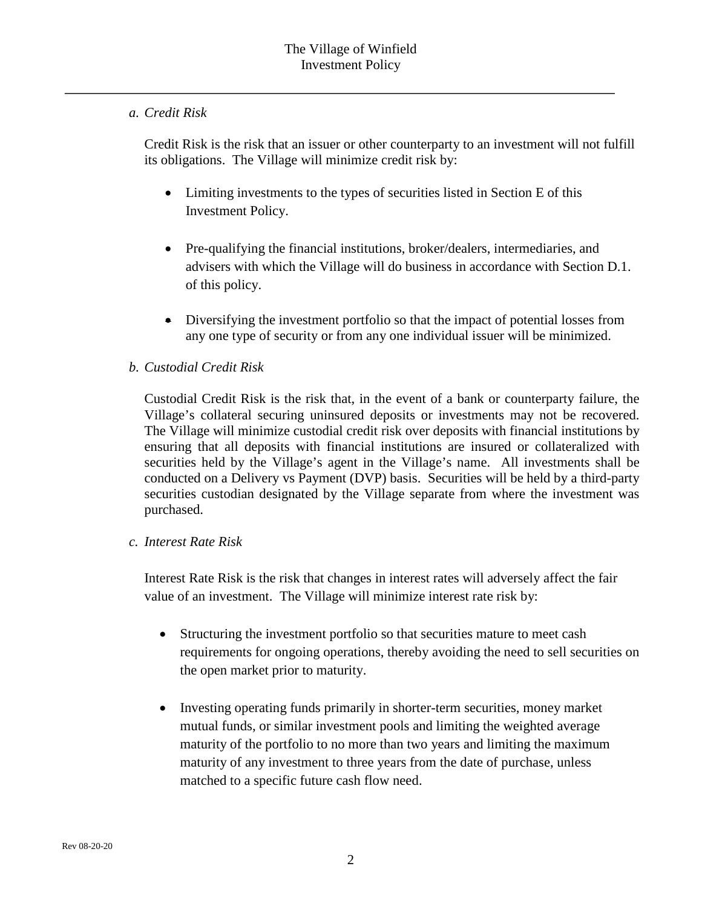*a. Credit Risk*

Credit Risk is the risk that an issuer or other counterparty to an investment will not fulfill its obligations. The Village will minimize credit risk by:

- Limiting investments to the types of securities listed in Section E of this Investment Policy.
- Pre-qualifying the financial institutions, broker/dealers, intermediaries, and advisers with which the Village will do business in accordance with Section D.1. of this policy.
- Diversifying the investment portfolio so that the impact of potential losses from any one type of security or from any one individual issuer will be minimized.

*b. Custodial Credit Risk*

Custodial Credit Risk is the risk that, in the event of a bank or counterparty failure, the Village's collateral securing uninsured deposits or investments may not be recovered. The Village will minimize custodial credit risk over deposits with financial institutions by ensuring that all deposits with financial institutions are insured or collateralized with securities held by the Village's agent in the Village's name. All investments shall be conducted on a Delivery vs Payment (DVP) basis. Securities will be held by a third-party securities custodian designated by the Village separate from where the investment was purchased.

*c. Interest Rate Risk*

Interest Rate Risk is the risk that changes in interest rates will adversely affect the fair value of an investment. The Village will minimize interest rate risk by:

- Structuring the investment portfolio so that securities mature to meet cash requirements for ongoing operations, thereby avoiding the need to sell securities on the open market prior to maturity.
- Investing operating funds primarily in shorter-term securities, money market mutual funds, or similar investment pools and limiting the weighted average maturity of the portfolio to no more than two years and limiting the maximum maturity of any investment to three years from the date of purchase, unless matched to a specific future cash flow need.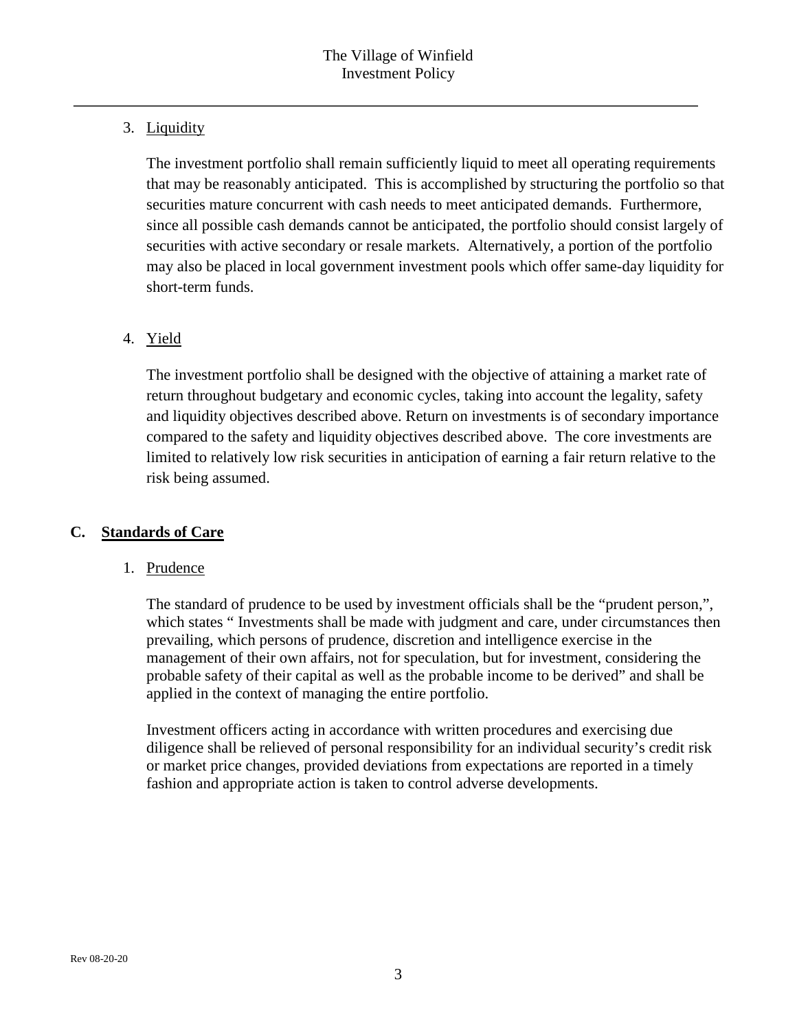3. Liquidity

The investment portfolio shall remain sufficiently liquid to meet all operating requirements that may be reasonably anticipated. This is accomplished by structuring the portfolio so that securities mature concurrent with cash needs to meet anticipated demands. Furthermore, since all possible cash demands cannot be anticipated, the portfolio should consist largely of securities with active secondary or resale markets. Alternatively, a portion of the portfolio may also be placed in local government investment pools which offer same-day liquidity for short-term funds.

4. Yield

The investment portfolio shall be designed with the objective of attaining a market rate of return throughout budgetary and economic cycles, taking into account the legality, safety and liquidity objectives described above. Return on investments is of secondary importance compared to the safety and liquidity objectives described above. The core investments are limited to relatively low risk securities in anticipation of earning a fair return relative to the risk being assumed.

## C. Standards of Care

1. Prudence

The standard of prudence to be used by investment officials shall be the "prudent person,", which states " Investments shall be made with judgment and care, under circumstances then prevailing, which persons of prudence, discretion and intelligence exercise in the management of their own affairs, not for speculation, but for investment, considering the probable safety of their capital as well as the probable income to be derived" and shall be applied in the context of managing the entire portfolio.

Investment officers acting in accordance with written procedures and exercising due diligence shall be relieved of personal responsibility for an individual security's credit risk or market price changes, provided deviations from expectations are reported in a timely fashion and appropriate action is taken to control adverse developments.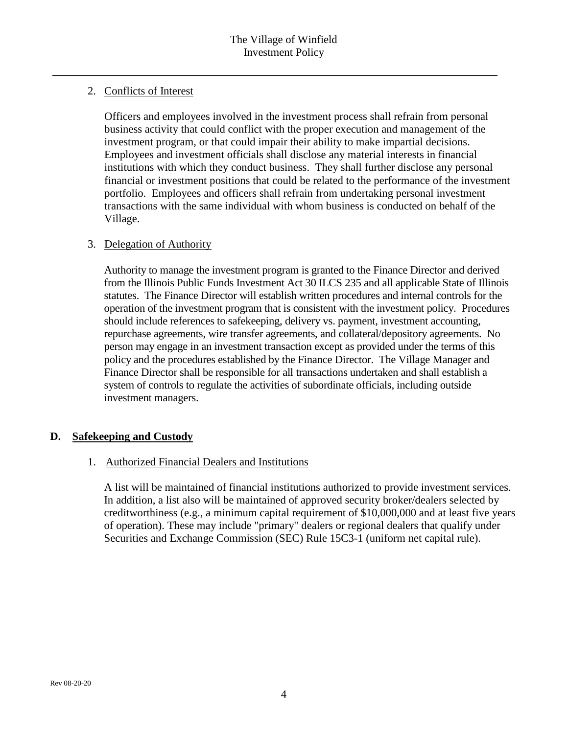2. Conflicts of Interest

   Officers and employees involved in the investment process shall refrain from personal business activity that could conflict with the proper execution and management of the investment program, or that could impair their ability to make impartial decisions. Employees and investment officials shall disclose any material interests in financial institutions with which they conduct business. They shall further disclose any personal financial or investment positions that could be related to the performance of the investment portfolio. Employees and officers shall refrain from undertaking personal investment transactions with the same individual with whom business is conducted on behalf of the Village.

3. Delegation of Authority

   Authority to manage the investment program is granted to the Finance Director and derived from the Illinois Public Funds Investment Act 30 ILCS 235 and all applicable State of Illinois statutes. The Finance Director will establish written procedures and internal controls for the operation of the investment program that is consistent with the investment policy. Procedures should include references to safekeeping, delivery vs. payment, investment accounting, repurchase agreements, wire transfer agreements, and collateral/depository agreements. No person may engage in an investment transaction except as provided under the terms of this policy and the procedures established by the Finance Director. The Village Manager and Finance Director shall be responsible for all transactions undertaken and shall establish a system of controls to regulate the activities of subordinate officials, including outside investment managers.

## D. Safekeeping and Custody

1. Authorized Financial Dealers and Institutions

   A list will be maintained of financial institutions authorized to provide investment services. In addition, a list also will be maintained of approved security broker/dealers selected by creditworthiness (e.g., a minimum capital requirement of $10,000,000 and at least five years of operation). These may include "primary" dealers or regional dealers that qualify under Securities and Exchange Commission (SEC) Rule 15C3-1 (uniform net capital rule).

Rev 08-20-20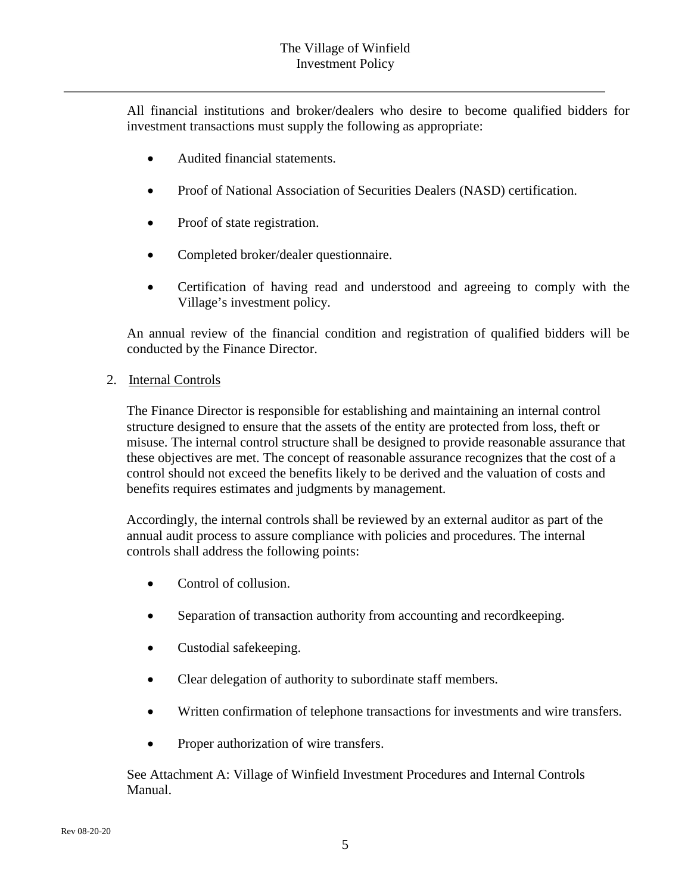All financial institutions and broker/dealers who desire to become qualified bidders for investment transactions must supply the following as appropriate:

- Audited financial statements.
- Proof of National Association of Securities Dealers (NASD) certification.
- Proof of state registration.
- Completed broker/dealer questionnaire.
- Certification of having read and understood and agreeing to comply with the Village's investment policy.

An annual review of the financial condition and registration of qualified bidders will be conducted by the Finance Director.

2. Internal Controls

The Finance Director is responsible for establishing and maintaining an internal control structure designed to ensure that the assets of the entity are protected from loss, theft or misuse. The internal control structure shall be designed to provide reasonable assurance that these objectives are met. The concept of reasonable assurance recognizes that the cost of a control should not exceed the benefits likely to be derived and the valuation of costs and benefits requires estimates and judgments by management.

Accordingly, the internal controls shall be reviewed by an external auditor as part of the annual audit process to assure compliance with policies and procedures. The internal controls shall address the following points:

- Control of collusion.
- Separation of transaction authority from accounting and recordkeeping.
- Custodial safekeeping.
- Clear delegation of authority to subordinate staff members.
- Written confirmation of telephone transactions for investments and wire transfers.
- Proper authorization of wire transfers.

See Attachment A: Village of Winfield Investment Procedures and Internal Controls Manual.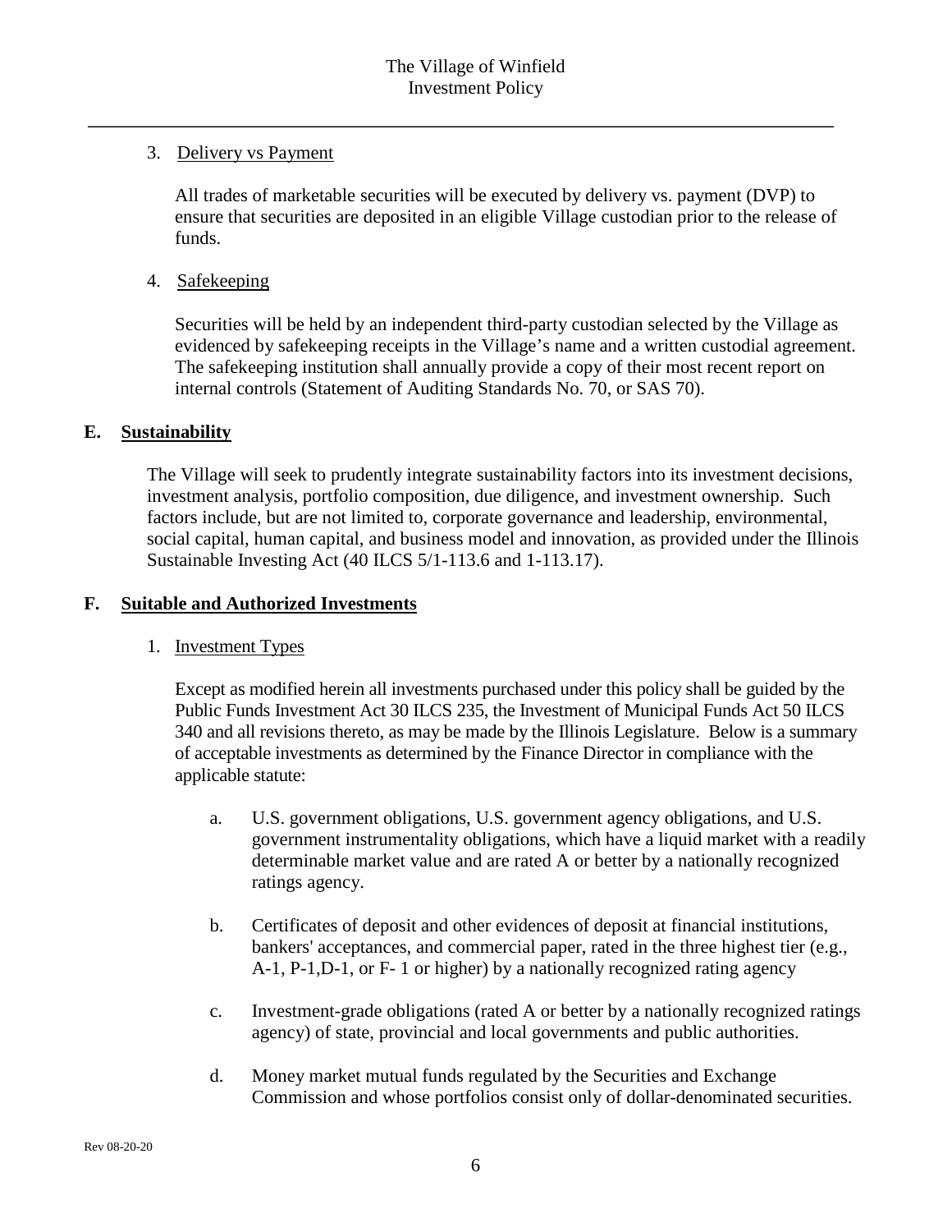3. Delivery vs Payment

   All trades of marketable securities will be executed by delivery vs. payment (DVP) to ensure that securities are deposited in an eligible Village custodian prior to the release of funds.

4. Safekeeping

   Securities will be held by an independent third-party custodian selected by the Village as evidenced by safekeeping receipts in the Village's name and a written custodial agreement. The safekeeping institution shall annually provide a copy of their most recent report on internal controls (Statement of Auditing Standards No. 70, or SAS 70).

## E. Sustainability

The Village will seek to prudently integrate sustainability factors into its investment decisions, investment analysis, portfolio composition, due diligence, and investment ownership. Such factors include, but are not limited to, corporate governance and leadership, environmental, social capital, human capital, and business model and innovation, as provided under the Illinois Sustainable Investing Act (40 ILCS 5/1-113.6 and 1-113.17).

## F. Suitable and Authorized Investments

1. Investment Types

   Except as modified herein all investments purchased under this policy shall be guided by the Public Funds Investment Act 30 ILCS 235, the Investment of Municipal Funds Act 50 ILCS 340 and all revisions thereto, as may be made by the Illinois Legislature. Below is a summary of acceptable investments as determined by the Finance Director in compliance with the applicable statute:

   a. U.S. government obligations, U.S. government agency obligations, and U.S. government instrumentality obligations, which have a liquid market with a readily determinable market value and are rated A or better by a nationally recognized ratings agency.

   b. Certificates of deposit and other evidences of deposit at financial institutions, bankers' acceptances, and commercial paper, rated in the three highest tier (e.g., A-1, P-1,D-1, or F- 1 or higher) by a nationally recognized rating agency

   c. Investment-grade obligations (rated A or better by a nationally recognized ratings agency) of state, provincial and local governments and public authorities.

   d. Money market mutual funds regulated by the Securities and Exchange Commission and whose portfolios consist only of dollar-denominated securities.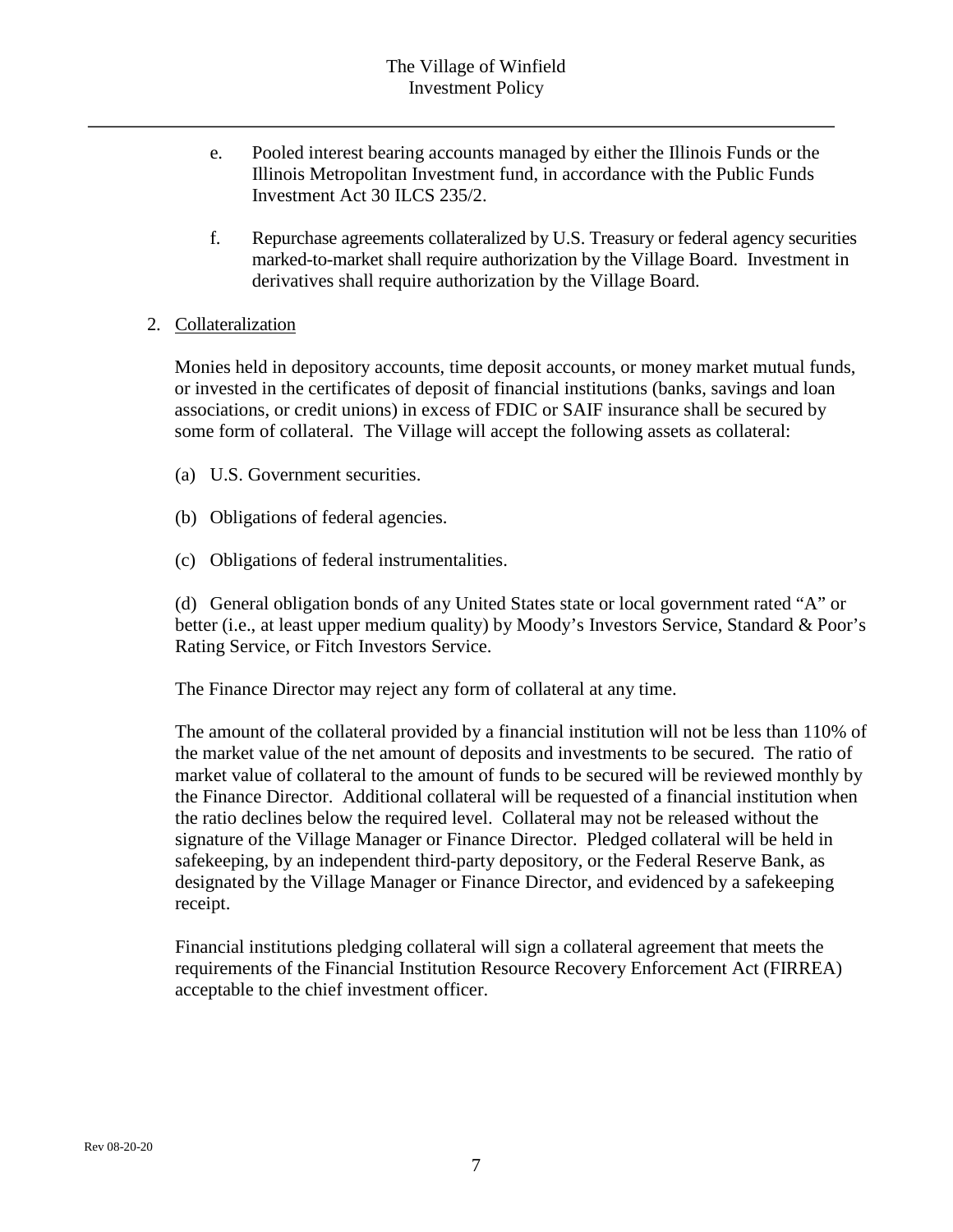e. Pooled interest bearing accounts managed by either the Illinois Funds or the Illinois Metropolitan Investment fund, in accordance with the Public Funds Investment Act 30 ILCS 235/2.

f. Repurchase agreements collateralized by U.S. Treasury or federal agency securities marked-to-market shall require authorization by the Village Board. Investment in derivatives shall require authorization by the Village Board.

2. Collateralization

Monies held in depository accounts, time deposit accounts, or money market mutual funds, or invested in the certificates of deposit of financial institutions (banks, savings and loan associations, or credit unions) in excess of FDIC or SAIF insurance shall be secured by some form of collateral. The Village will accept the following assets as collateral:

(a) U.S. Government securities.

(b) Obligations of federal agencies.

(c) Obligations of federal instrumentalities.

(d) General obligation bonds of any United States state or local government rated "A" or better (i.e., at least upper medium quality) by Moody's Investors Service, Standard & Poor's Rating Service, or Fitch Investors Service.

The Finance Director may reject any form of collateral at any time.

The amount of the collateral provided by a financial institution will not be less than 110% of the market value of the net amount of deposits and investments to be secured. The ratio of market value of collateral to the amount of funds to be secured will be reviewed monthly by the Finance Director. Additional collateral will be requested of a financial institution when the ratio declines below the required level. Collateral may not be released without the signature of the Village Manager or Finance Director. Pledged collateral will be held in safekeeping, by an independent third-party depository, or the Federal Reserve Bank, as designated by the Village Manager or Finance Director, and evidenced by a safekeeping receipt.

Financial institutions pledging collateral will sign a collateral agreement that meets the requirements of the Financial Institution Resource Recovery Enforcement Act (FIRREA) acceptable to the chief investment officer.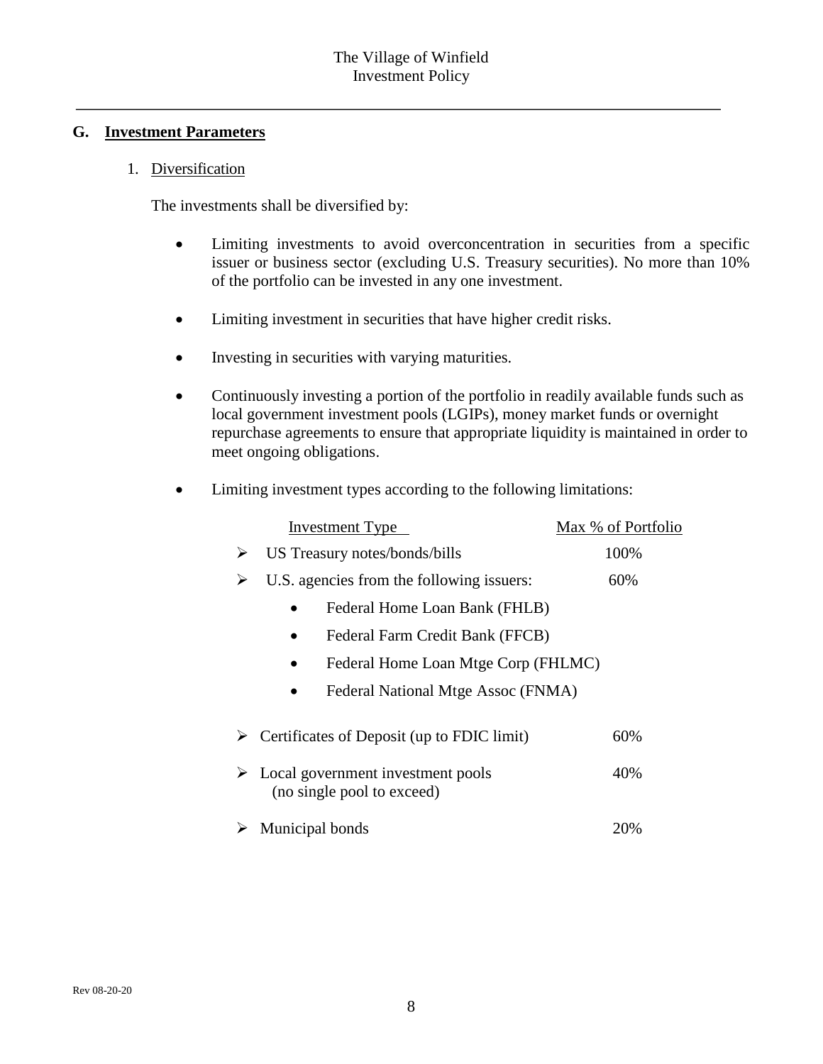## G. Investment Parameters

### 1. Diversification

The investments shall be diversified by:

- Limiting investments to avoid overconcentration in securities from a specific issuer or business sector (excluding U.S. Treasury securities). No more than 10% of the portfolio can be invested in any one investment.
- Limiting investment in securities that have higher credit risks.
- Investing in securities with varying maturities.
- Continuously investing a portion of the portfolio in readily available funds such as local government investment pools (LGIPs), money market funds or overnight repurchase agreements to ensure that appropriate liquidity is maintained in order to meet ongoing obligations.
- Limiting investment types according to the following limitations:

| Investment Type | Max % of Portfolio |
|---|---|
| US Treasury notes/bonds/bills | 100% |
| U.S. agencies from the following issuers:<br>• Federal Home Loan Bank (FHLB)<br>• Federal Farm Credit Bank (FFCB)<br>• Federal Home Loan Mtge Corp (FHLMC)<br>• Federal National Mtge Assoc (FNMA) | 60% |
| Certificates of Deposit (up to FDIC limit) | 60% |
| Local government investment pools (no single pool to exceed) | 40% |
| Municipal bonds | 20% |

Rev 08-20-20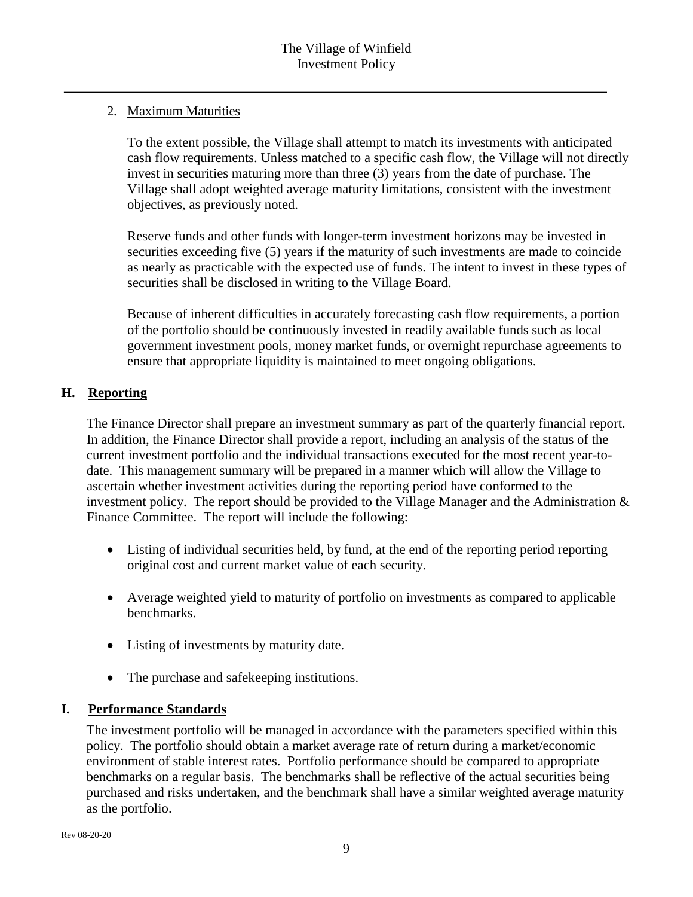2. Maximum Maturities

To the extent possible, the Village shall attempt to match its investments with anticipated cash flow requirements. Unless matched to a specific cash flow, the Village will not directly invest in securities maturing more than three (3) years from the date of purchase. The Village shall adopt weighted average maturity limitations, consistent with the investment objectives, as previously noted.

Reserve funds and other funds with longer-term investment horizons may be invested in securities exceeding five (5) years if the maturity of such investments are made to coincide as nearly as practicable with the expected use of funds. The intent to invest in these types of securities shall be disclosed in writing to the Village Board.

Because of inherent difficulties in accurately forecasting cash flow requirements, a portion of the portfolio should be continuously invested in readily available funds such as local government investment pools, money market funds, or overnight repurchase agreements to ensure that appropriate liquidity is maintained to meet ongoing obligations.

## H. Reporting

The Finance Director shall prepare an investment summary as part of the quarterly financial report. In addition, the Finance Director shall provide a report, including an analysis of the status of the current investment portfolio and the individual transactions executed for the most recent year-to-date. This management summary will be prepared in a manner which will allow the Village to ascertain whether investment activities during the reporting period have conformed to the investment policy. The report should be provided to the Village Manager and the Administration & Finance Committee. The report will include the following:

- Listing of individual securities held, by fund, at the end of the reporting period reporting original cost and current market value of each security.
- Average weighted yield to maturity of portfolio on investments as compared to applicable benchmarks.
- Listing of investments by maturity date.
- The purchase and safekeeping institutions.

## I. Performance Standards

The investment portfolio will be managed in accordance with the parameters specified within this policy. The portfolio should obtain a market average rate of return during a market/economic environment of stable interest rates. Portfolio performance should be compared to appropriate benchmarks on a regular basis. The benchmarks shall be reflective of the actual securities being purchased and risks undertaken, and the benchmark shall have a similar weighted average maturity as the portfolio.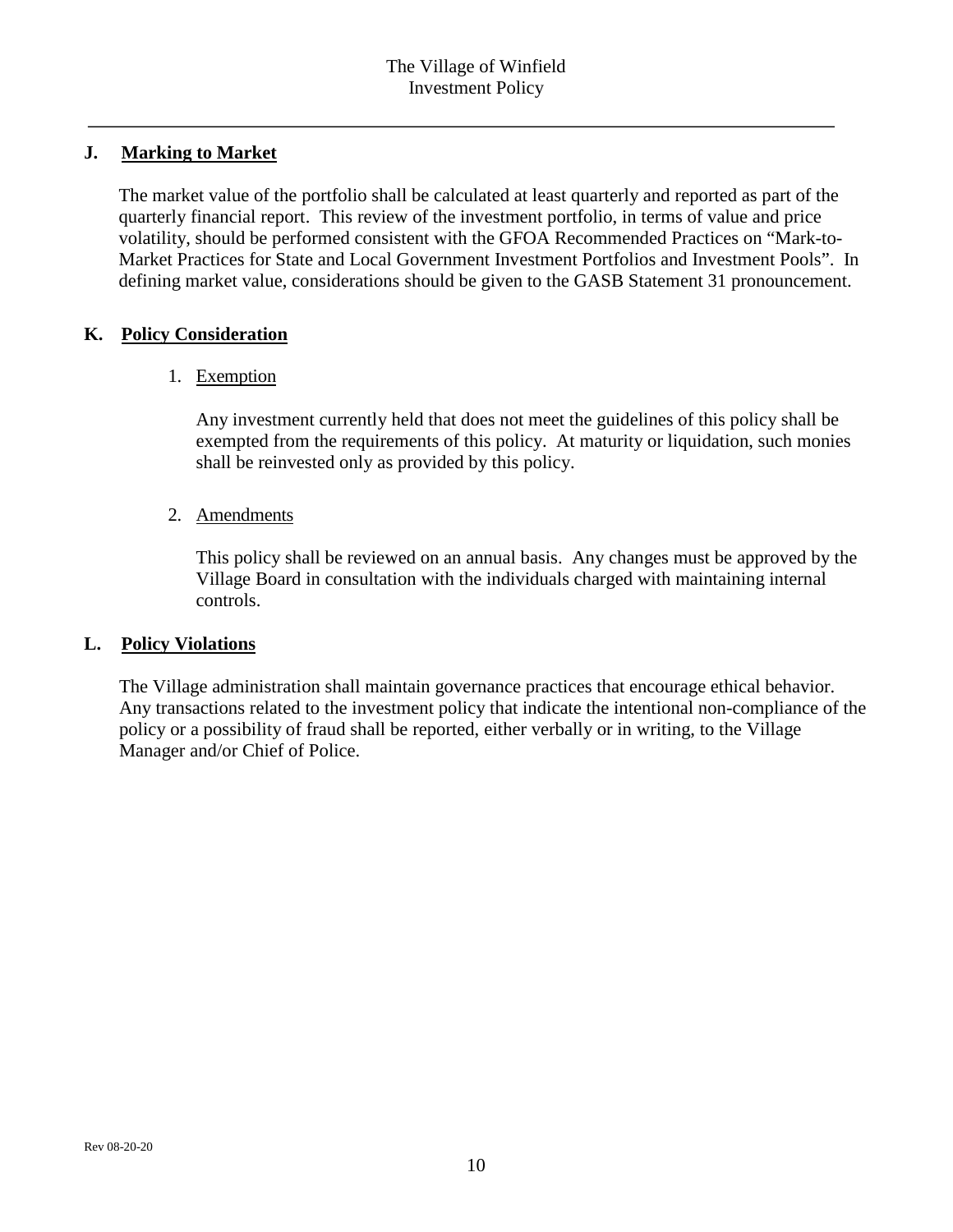## J. Marking to Market

The market value of the portfolio shall be calculated at least quarterly and reported as part of the quarterly financial report. This review of the investment portfolio, in terms of value and price volatility, should be performed consistent with the GFOA Recommended Practices on "Mark-to-Market Practices for State and Local Government Investment Portfolios and Investment Pools". In defining market value, considerations should be given to the GASB Statement 31 pronouncement.

## K. Policy Consideration

1. Exemption

   Any investment currently held that does not meet the guidelines of this policy shall be exempted from the requirements of this policy. At maturity or liquidation, such monies shall be reinvested only as provided by this policy.

2. Amendments

   This policy shall be reviewed on an annual basis. Any changes must be approved by the Village Board in consultation with the individuals charged with maintaining internal controls.

## L. Policy Violations

The Village administration shall maintain governance practices that encourage ethical behavior. Any transactions related to the investment policy that indicate the intentional non-compliance of the policy or a possibility of fraud shall be reported, either verbally or in writing, to the Village Manager and/or Chief of Police.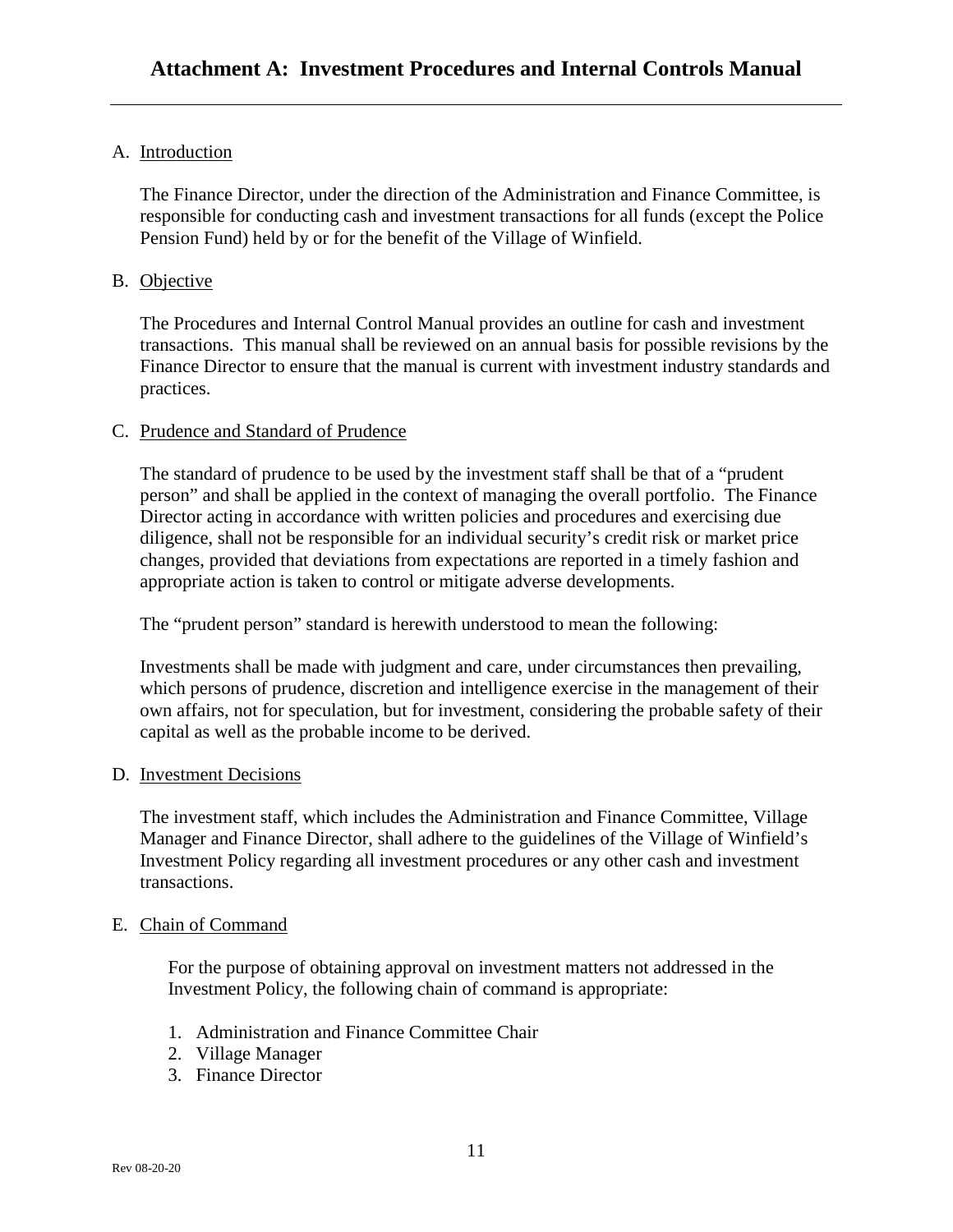# Attachment A: Investment Procedures and Internal Controls Manual

A. Introduction

The Finance Director, under the direction of the Administration and Finance Committee, is responsible for conducting cash and investment transactions for all funds (except the Police Pension Fund) held by or for the benefit of the Village of Winfield.

B. Objective

The Procedures and Internal Control Manual provides an outline for cash and investment transactions. This manual shall be reviewed on an annual basis for possible revisions by the Finance Director to ensure that the manual is current with investment industry standards and practices.

C. Prudence and Standard of Prudence

The standard of prudence to be used by the investment staff shall be that of a "prudent person" and shall be applied in the context of managing the overall portfolio. The Finance Director acting in accordance with written policies and procedures and exercising due diligence, shall not be responsible for an individual security's credit risk or market price changes, provided that deviations from expectations are reported in a timely fashion and appropriate action is taken to control or mitigate adverse developments.

The "prudent person" standard is herewith understood to mean the following:

Investments shall be made with judgment and care, under circumstances then prevailing, which persons of prudence, discretion and intelligence exercise in the management of their own affairs, not for speculation, but for investment, considering the probable safety of their capital as well as the probable income to be derived.

D. Investment Decisions

The investment staff, which includes the Administration and Finance Committee, Village Manager and Finance Director, shall adhere to the guidelines of the Village of Winfield's Investment Policy regarding all investment procedures or any other cash and investment transactions.

E. Chain of Command

For the purpose of obtaining approval on investment matters not addressed in the Investment Policy, the following chain of command is appropriate:

1. Administration and Finance Committee Chair
2. Village Manager
3. Finance Director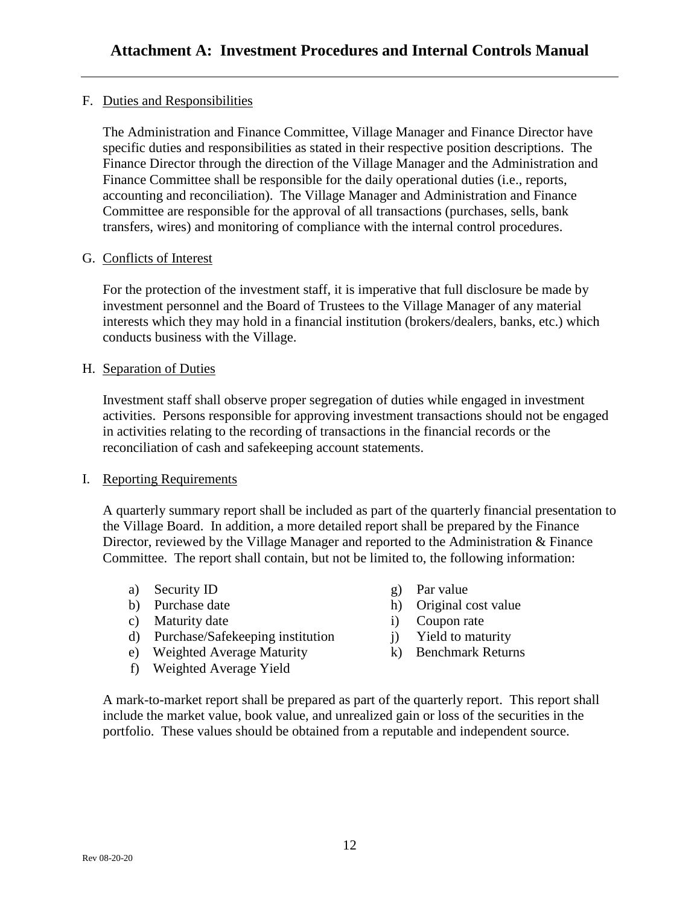F. Duties and Responsibilities

The Administration and Finance Committee, Village Manager and Finance Director have specific duties and responsibilities as stated in their respective position descriptions. The Finance Director through the direction of the Village Manager and the Administration and Finance Committee shall be responsible for the daily operational duties (i.e., reports, accounting and reconciliation). The Village Manager and Administration and Finance Committee are responsible for the approval of all transactions (purchases, sells, bank transfers, wires) and monitoring of compliance with the internal control procedures.

G. Conflicts of Interest

For the protection of the investment staff, it is imperative that full disclosure be made by investment personnel and the Board of Trustees to the Village Manager of any material interests which they may hold in a financial institution (brokers/dealers, banks, etc.) which conducts business with the Village.

H. Separation of Duties

Investment staff shall observe proper segregation of duties while engaged in investment activities. Persons responsible for approving investment transactions should not be engaged in activities relating to the recording of transactions in the financial records or the reconciliation of cash and safekeeping account statements.

I. Reporting Requirements

A quarterly summary report shall be included as part of the quarterly financial presentation to the Village Board. In addition, a more detailed report shall be prepared by the Finance Director, reviewed by the Village Manager and reported to the Administration & Finance Committee. The report shall contain, but not be limited to, the following information:

a) Security ID
b) Purchase date
c) Maturity date
d) Purchase/Safekeeping institution
e) Weighted Average Maturity
f) Weighted Average Yield
g) Par value
h) Original cost value
i) Coupon rate
j) Yield to maturity
k) Benchmark Returns

A mark-to-market report shall be prepared as part of the quarterly report. This report shall include the market value, book value, and unrealized gain or loss of the securities in the portfolio. These values should be obtained from a reputable and independent source.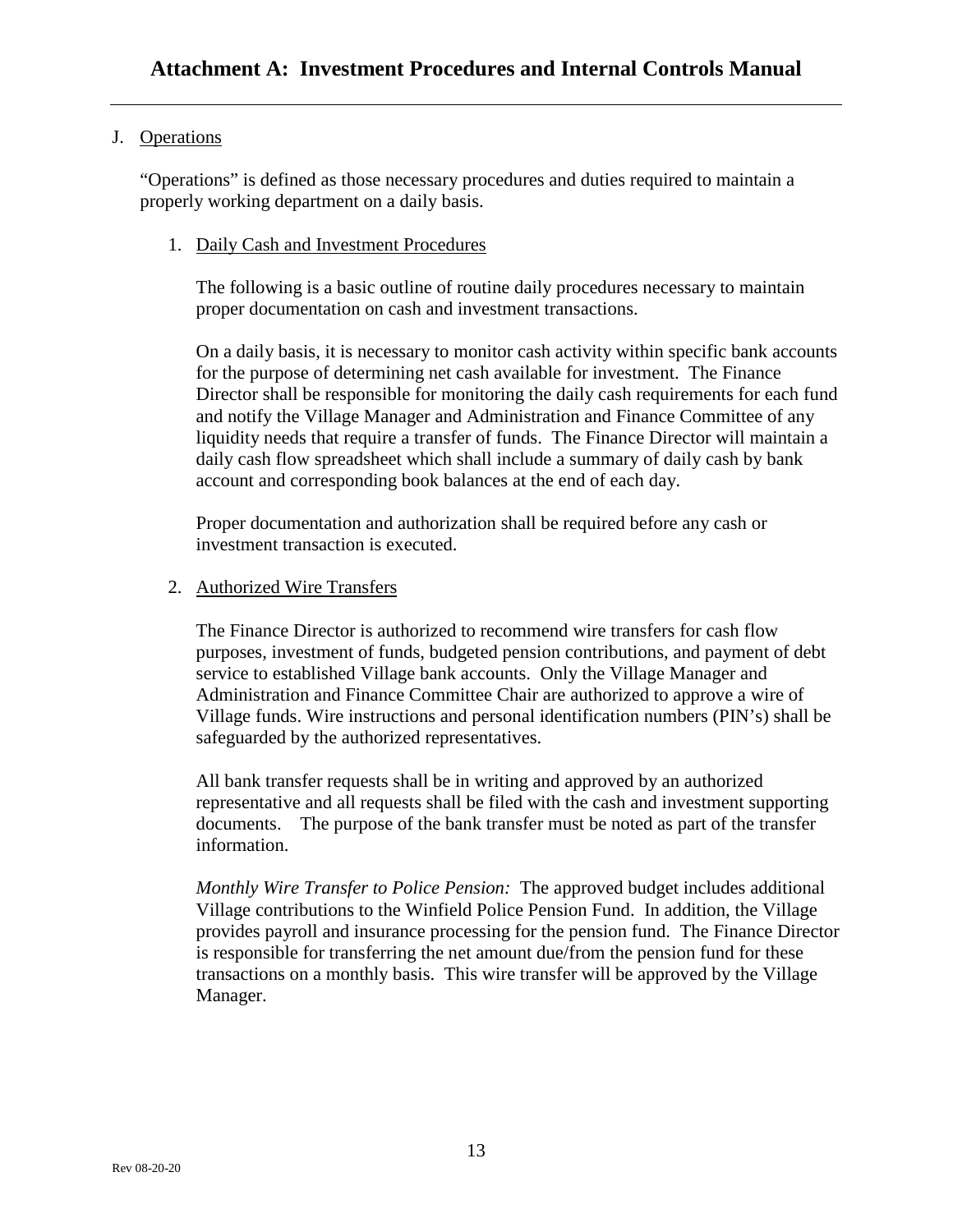## J. Operations

"Operations" is defined as those necessary procedures and duties required to maintain a properly working department on a daily basis.

### 1. Daily Cash and Investment Procedures

The following is a basic outline of routine daily procedures necessary to maintain proper documentation on cash and investment transactions.

On a daily basis, it is necessary to monitor cash activity within specific bank accounts for the purpose of determining net cash available for investment. The Finance Director shall be responsible for monitoring the daily cash requirements for each fund and notify the Village Manager and Administration and Finance Committee of any liquidity needs that require a transfer of funds. The Finance Director will maintain a daily cash flow spreadsheet which shall include a summary of daily cash by bank account and corresponding book balances at the end of each day.

Proper documentation and authorization shall be required before any cash or investment transaction is executed.

### 2. Authorized Wire Transfers

The Finance Director is authorized to recommend wire transfers for cash flow purposes, investment of funds, budgeted pension contributions, and payment of debt service to established Village bank accounts. Only the Village Manager and Administration and Finance Committee Chair are authorized to approve a wire of Village funds. Wire instructions and personal identification numbers (PIN's) shall be safeguarded by the authorized representatives.

All bank transfer requests shall be in writing and approved by an authorized representative and all requests shall be filed with the cash and investment supporting documents. The purpose of the bank transfer must be noted as part of the transfer information.

*Monthly Wire Transfer to Police Pension:* The approved budget includes additional Village contributions to the Winfield Police Pension Fund. In addition, the Village provides payroll and insurance processing for the pension fund. The Finance Director is responsible for transferring the net amount due/from the pension fund for these transactions on a monthly basis. This wire transfer will be approved by the Village Manager.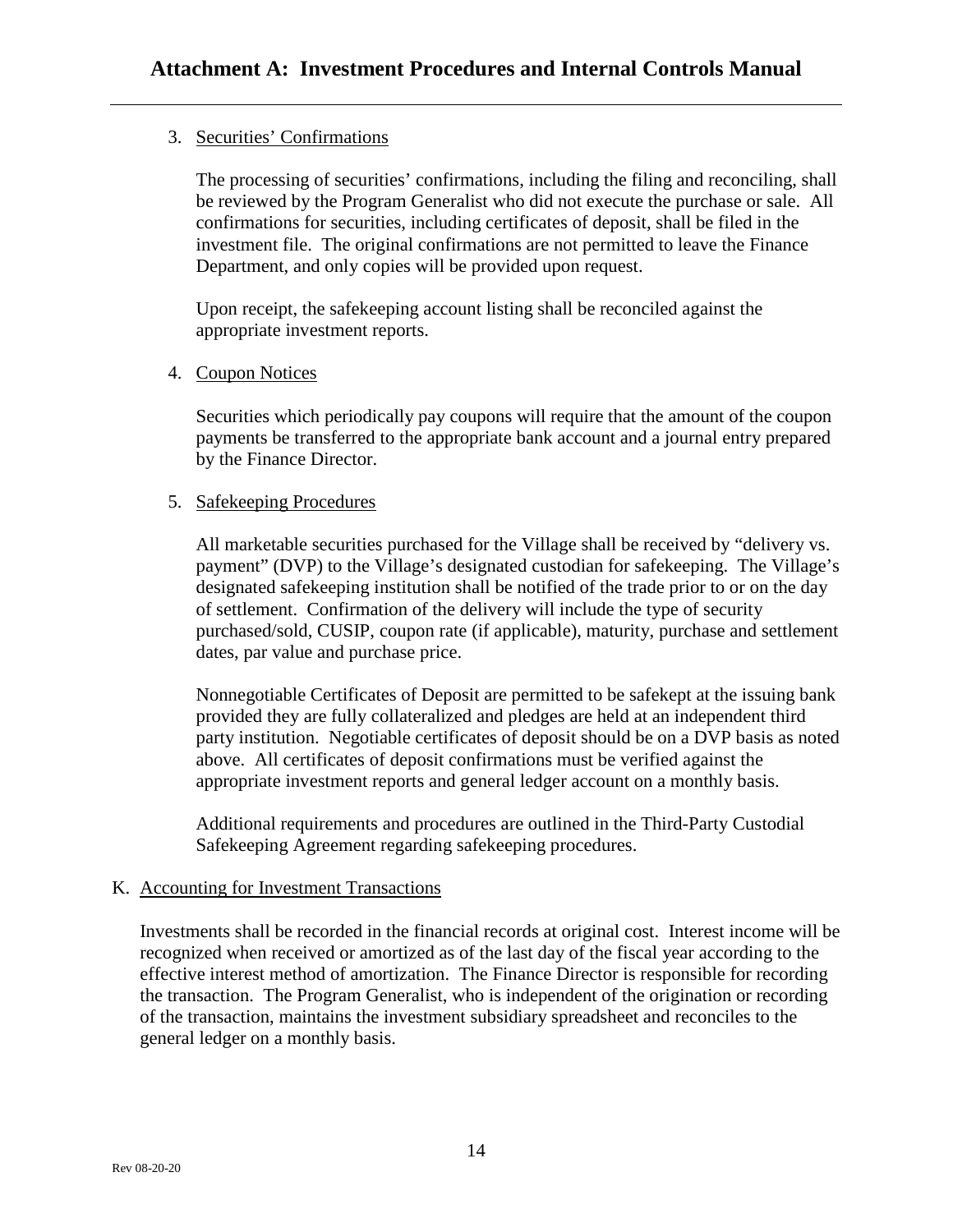3. Securities' Confirmations

   The processing of securities' confirmations, including the filing and reconciling, shall be reviewed by the Program Generalist who did not execute the purchase or sale. All confirmations for securities, including certificates of deposit, shall be filed in the investment file. The original confirmations are not permitted to leave the Finance Department, and only copies will be provided upon request.

   Upon receipt, the safekeeping account listing shall be reconciled against the appropriate investment reports.

4. Coupon Notices

   Securities which periodically pay coupons will require that the amount of the coupon payments be transferred to the appropriate bank account and a journal entry prepared by the Finance Director.

5. Safekeeping Procedures

   All marketable securities purchased for the Village shall be received by "delivery vs. payment" (DVP) to the Village's designated custodian for safekeeping. The Village's designated safekeeping institution shall be notified of the trade prior to or on the day of settlement. Confirmation of the delivery will include the type of security purchased/sold, CUSIP, coupon rate (if applicable), maturity, purchase and settlement dates, par value and purchase price.

   Nonnegotiable Certificates of Deposit are permitted to be safekept at the issuing bank provided they are fully collateralized and pledges are held at an independent third party institution. Negotiable certificates of deposit should be on a DVP basis as noted above. All certificates of deposit confirmations must be verified against the appropriate investment reports and general ledger account on a monthly basis.

   Additional requirements and procedures are outlined in the Third-Party Custodial Safekeeping Agreement regarding safekeeping procedures.

K. Accounting for Investment Transactions

Investments shall be recorded in the financial records at original cost. Interest income will be recognized when received or amortized as of the last day of the fiscal year according to the effective interest method of amortization. The Finance Director is responsible for recording the transaction. The Program Generalist, who is independent of the origination or recording of the transaction, maintains the investment subsidiary spreadsheet and reconciles to the general ledger on a monthly basis.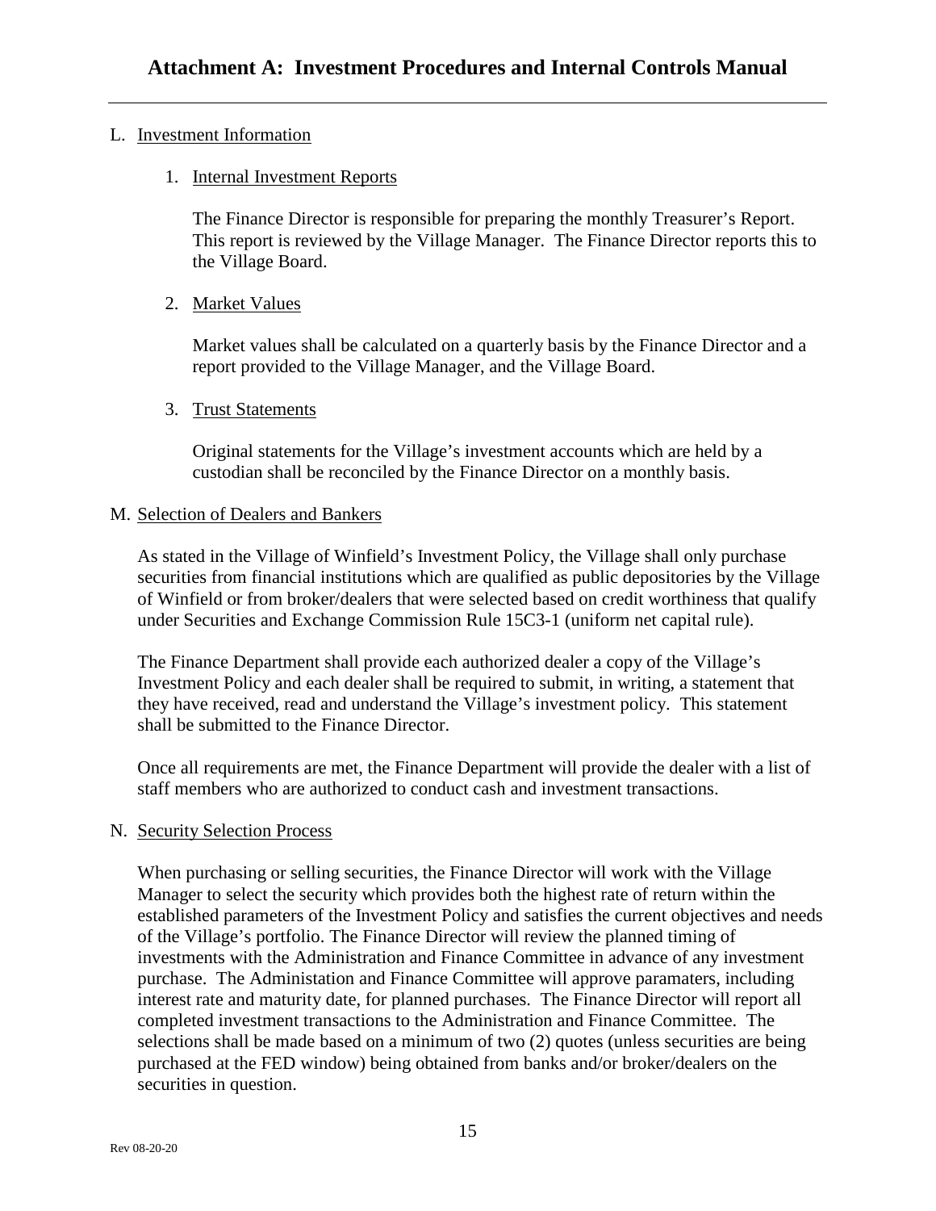# Attachment A: Investment Procedures and Internal Controls Manual

L. Investment Information

1. Internal Investment Reports

   The Finance Director is responsible for preparing the monthly Treasurer's Report. This report is reviewed by the Village Manager. The Finance Director reports this to the Village Board.

2. Market Values

   Market values shall be calculated on a quarterly basis by the Finance Director and a report provided to the Village Manager, and the Village Board.

3. Trust Statements

   Original statements for the Village's investment accounts which are held by a custodian shall be reconciled by the Finance Director on a monthly basis.

M. Selection of Dealers and Bankers

As stated in the Village of Winfield's Investment Policy, the Village shall only purchase securities from financial institutions which are qualified as public depositories by the Village of Winfield or from broker/dealers that were selected based on credit worthiness that qualify under Securities and Exchange Commission Rule 15C3-1 (uniform net capital rule).

The Finance Department shall provide each authorized dealer a copy of the Village's Investment Policy and each dealer shall be required to submit, in writing, a statement that they have received, read and understand the Village's investment policy. This statement shall be submitted to the Finance Director.

Once all requirements are met, the Finance Department will provide the dealer with a list of staff members who are authorized to conduct cash and investment transactions.

N. Security Selection Process

When purchasing or selling securities, the Finance Director will work with the Village Manager to select the security which provides both the highest rate of return within the established parameters of the Investment Policy and satisfies the current objectives and needs of the Village's portfolio. The Finance Director will review the planned timing of investments with the Administration and Finance Committee in advance of any investment purchase. The Administation and Finance Committee will approve paramaters, including interest rate and maturity date, for planned purchases. The Finance Director will report all completed investment transactions to the Administration and Finance Committee. The selections shall be made based on a minimum of two (2) quotes (unless securities are being purchased at the FED window) being obtained from banks and/or broker/dealers on the securities in question.

Rev 08-20-20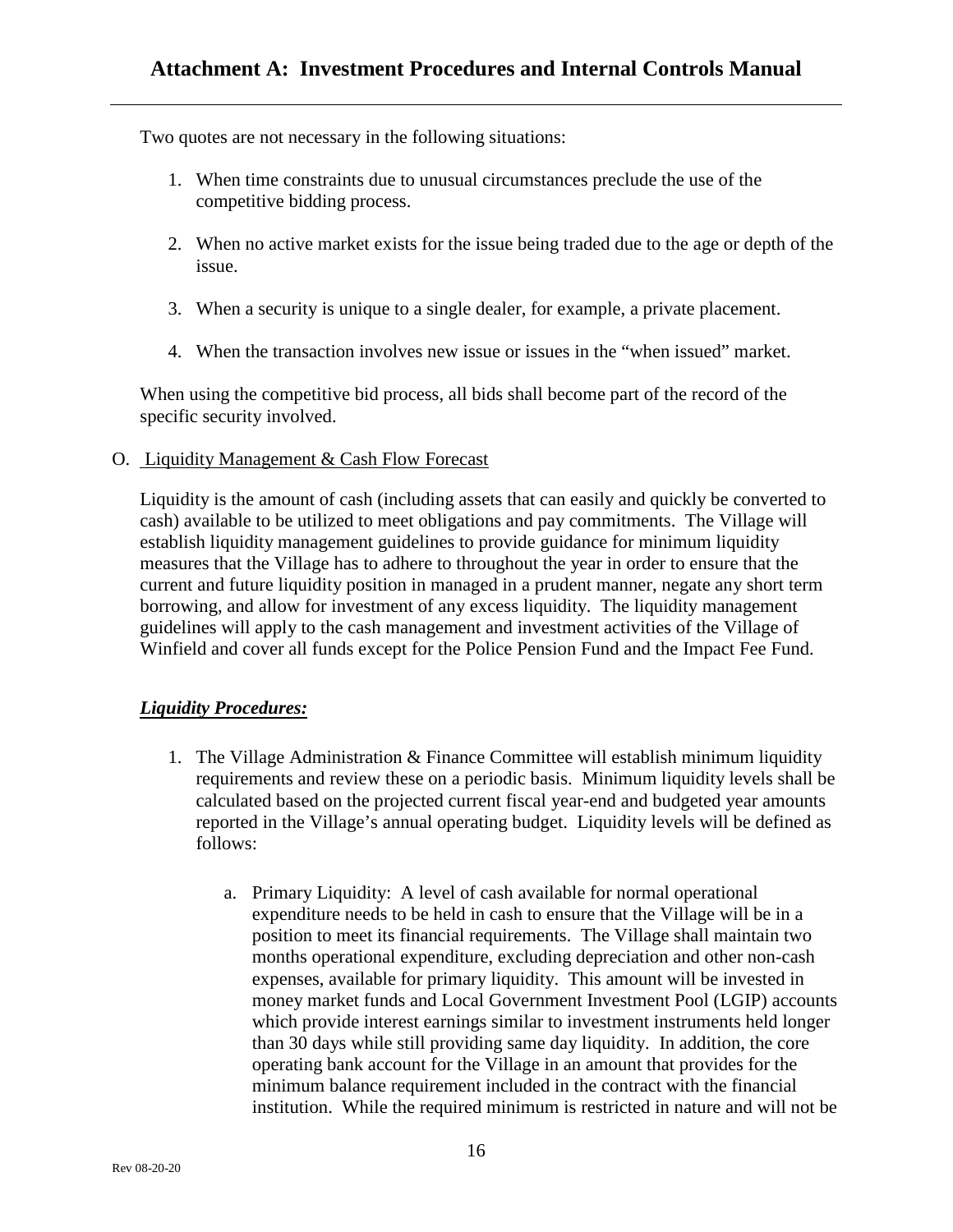Two quotes are not necessary in the following situations:

1. When time constraints due to unusual circumstances preclude the use of the competitive bidding process.

2. When no active market exists for the issue being traded due to the age or depth of the issue.

3. When a security is unique to a single dealer, for example, a private placement.

4. When the transaction involves new issue or issues in the "when issued" market.

When using the competitive bid process, all bids shall become part of the record of the specific security involved.

O. Liquidity Management & Cash Flow Forecast

Liquidity is the amount of cash (including assets that can easily and quickly be converted to cash) available to be utilized to meet obligations and pay commitments. The Village will establish liquidity management guidelines to provide guidance for minimum liquidity measures that the Village has to adhere to throughout the year in order to ensure that the current and future liquidity position in managed in a prudent manner, negate any short term borrowing, and allow for investment of any excess liquidity. The liquidity management guidelines will apply to the cash management and investment activities of the Village of Winfield and cover all funds except for the Police Pension Fund and the Impact Fee Fund.

***Liquidity Procedures:***

1. The Village Administration & Finance Committee will establish minimum liquidity requirements and review these on a periodic basis. Minimum liquidity levels shall be calculated based on the projected current fiscal year-end and budgeted year amounts reported in the Village's annual operating budget. Liquidity levels will be defined as follows:

    a. Primary Liquidity: A level of cash available for normal operational expenditure needs to be held in cash to ensure that the Village will be in a position to meet its financial requirements. The Village shall maintain two months operational expenditure, excluding depreciation and other non-cash expenses, available for primary liquidity. This amount will be invested in money market funds and Local Government Investment Pool (LGIP) accounts which provide interest earnings similar to investment instruments held longer than 30 days while still providing same day liquidity. In addition, the core operating bank account for the Village in an amount that provides for the minimum balance requirement included in the contract with the financial institution. While the required minimum is restricted in nature and will not be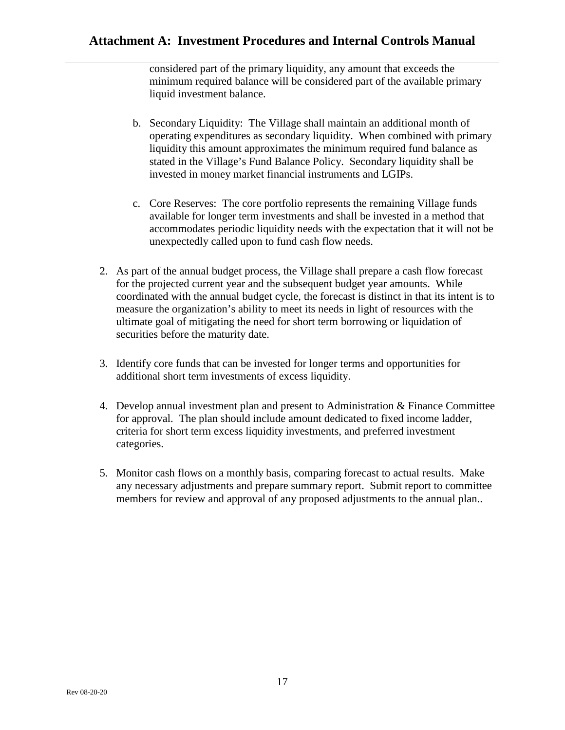considered part of the primary liquidity, any amount that exceeds the minimum required balance will be considered part of the available primary liquid investment balance.

   b. Secondary Liquidity: The Village shall maintain an additional month of operating expenditures as secondary liquidity. When combined with primary liquidity this amount approximates the minimum required fund balance as stated in the Village's Fund Balance Policy. Secondary liquidity shall be invested in money market financial instruments and LGIPs.

   c. Core Reserves: The core portfolio represents the remaining Village funds available for longer term investments and shall be invested in a method that accommodates periodic liquidity needs with the expectation that it will not be unexpectedly called upon to fund cash flow needs.

2. As part of the annual budget process, the Village shall prepare a cash flow forecast for the projected current year and the subsequent budget year amounts. While coordinated with the annual budget cycle, the forecast is distinct in that its intent is to measure the organization's ability to meet its needs in light of resources with the ultimate goal of mitigating the need for short term borrowing or liquidation of securities before the maturity date.

3. Identify core funds that can be invested for longer terms and opportunities for additional short term investments of excess liquidity.

4. Develop annual investment plan and present to Administration & Finance Committee for approval. The plan should include amount dedicated to fixed income ladder, criteria for short term excess liquidity investments, and preferred investment categories.

5. Monitor cash flows on a monthly basis, comparing forecast to actual results. Make any necessary adjustments and prepare summary report. Submit report to committee members for review and approval of any proposed adjustments to the annual plan..